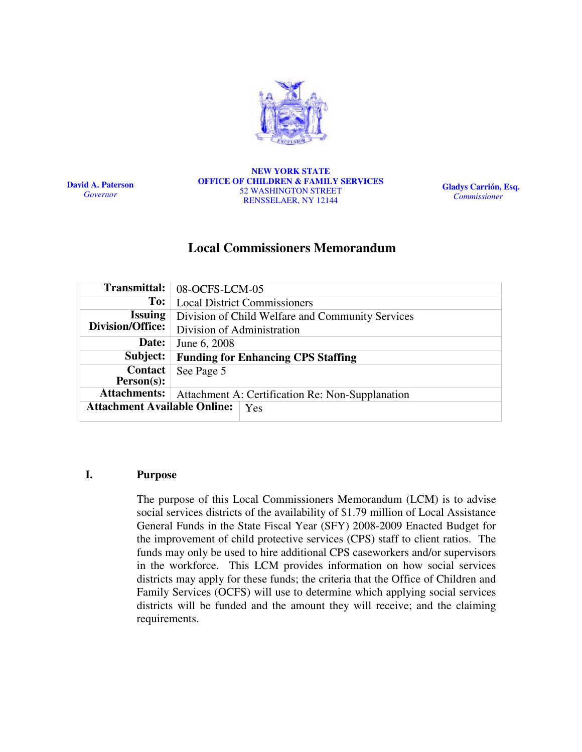**David A. Paterson**
*Governor*

**NEW YORK STATE**
**OFFICE OF CHILDREN & FAMILY SERVICES**
52 WASHINGTON STREET
RENSSELAER, NY 12144

**Gladys Carrión, Esq.**
*Commissioner*

# Local Commissioners Memorandum

| | |
|---|---|
| **Transmittal:** | 08-OCFS-LCM-05 |
| **To:** | Local District Commissioners |
| **Issuing Division/Office:** | Division of Child Welfare and Community Services<br>Division of Administration |
| **Date:** | June 6, 2008 |
| **Subject:** | **Funding for Enhancing CPS Staffing** |
| **Contact Person(s):** | See Page 5 |
| **Attachments:** | Attachment A: Certification Re: Non-Supplanation |
| **Attachment Available Online:** | Yes |

## I. Purpose

The purpose of this Local Commissioners Memorandum (LCM) is to advise social services districts of the availability of $1.79 million of Local Assistance General Funds in the State Fiscal Year (SFY) 2008-2009 Enacted Budget for the improvement of child protective services (CPS) staff to client ratios. The funds may only be used to hire additional CPS caseworkers and/or supervisors in the workforce. This LCM provides information on how social services districts may apply for these funds; the criteria that the Office of Children and Family Services (OCFS) will use to determine which applying social services districts will be funded and the amount they will receive; and the claiming requirements.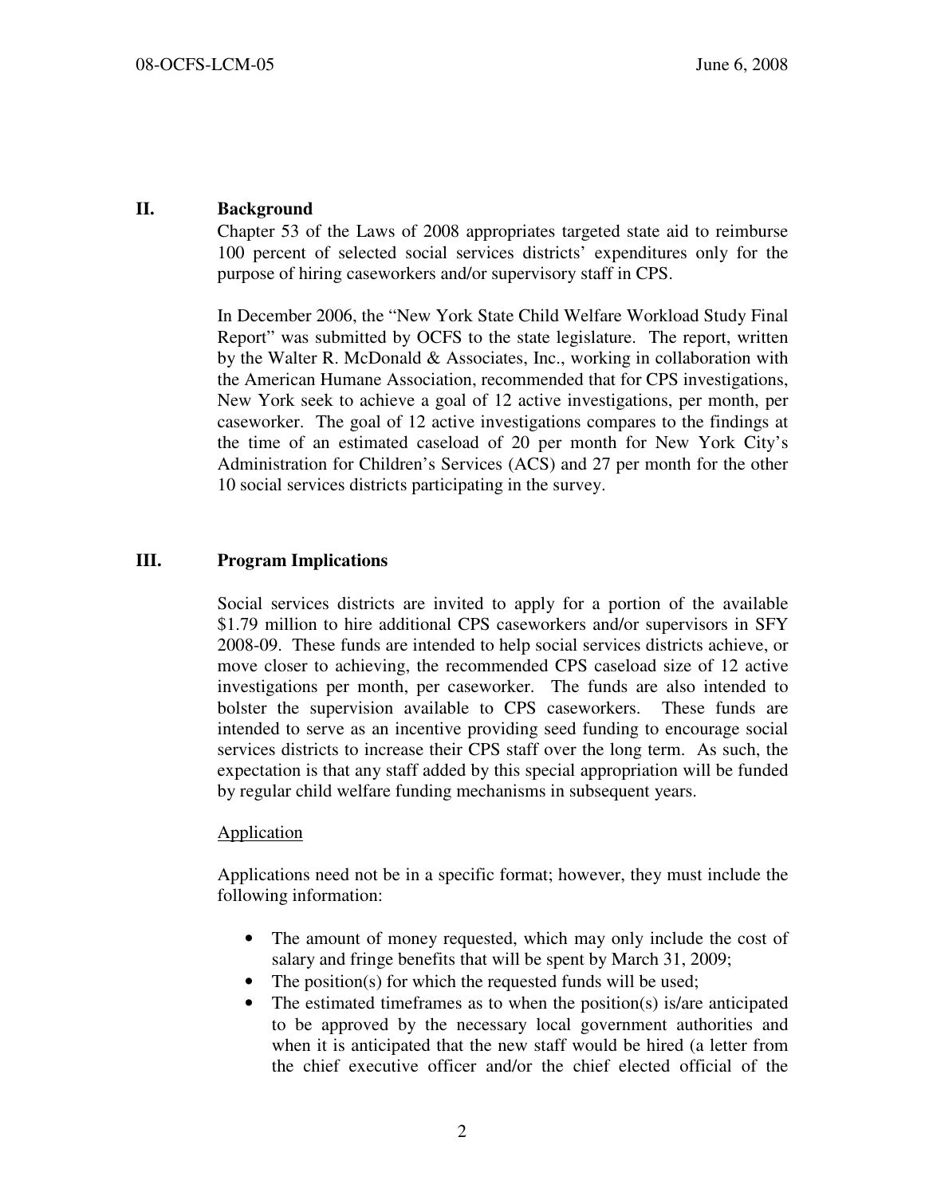## II. Background

Chapter 53 of the Laws of 2008 appropriates targeted state aid to reimburse 100 percent of selected social services districts' expenditures only for the purpose of hiring caseworkers and/or supervisory staff in CPS.

In December 2006, the "New York State Child Welfare Workload Study Final Report" was submitted by OCFS to the state legislature. The report, written by the Walter R. McDonald & Associates, Inc., working in collaboration with the American Humane Association, recommended that for CPS investigations, New York seek to achieve a goal of 12 active investigations, per month, per caseworker. The goal of 12 active investigations compares to the findings at the time of an estimated caseload of 20 per month for New York City's Administration for Children's Services (ACS) and 27 per month for the other 10 social services districts participating in the survey.

## III. Program Implications

Social services districts are invited to apply for a portion of the available \$1.79 million to hire additional CPS caseworkers and/or supervisors in SFY 2008-09. These funds are intended to help social services districts achieve, or move closer to achieving, the recommended CPS caseload size of 12 active investigations per month, per caseworker. The funds are also intended to bolster the supervision available to CPS caseworkers. These funds are intended to serve as an incentive providing seed funding to encourage social services districts to increase their CPS staff over the long term. As such, the expectation is that any staff added by this special appropriation will be funded by regular child welfare funding mechanisms in subsequent years.

<u>Application</u>

Applications need not be in a specific format; however, they must include the following information:

- The amount of money requested, which may only include the cost of salary and fringe benefits that will be spent by March 31, 2009;
- The position(s) for which the requested funds will be used;
- The estimated timeframes as to when the position(s) is/are anticipated to be approved by the necessary local government authorities and when it is anticipated that the new staff would be hired (a letter from the chief executive officer and/or the chief elected official of the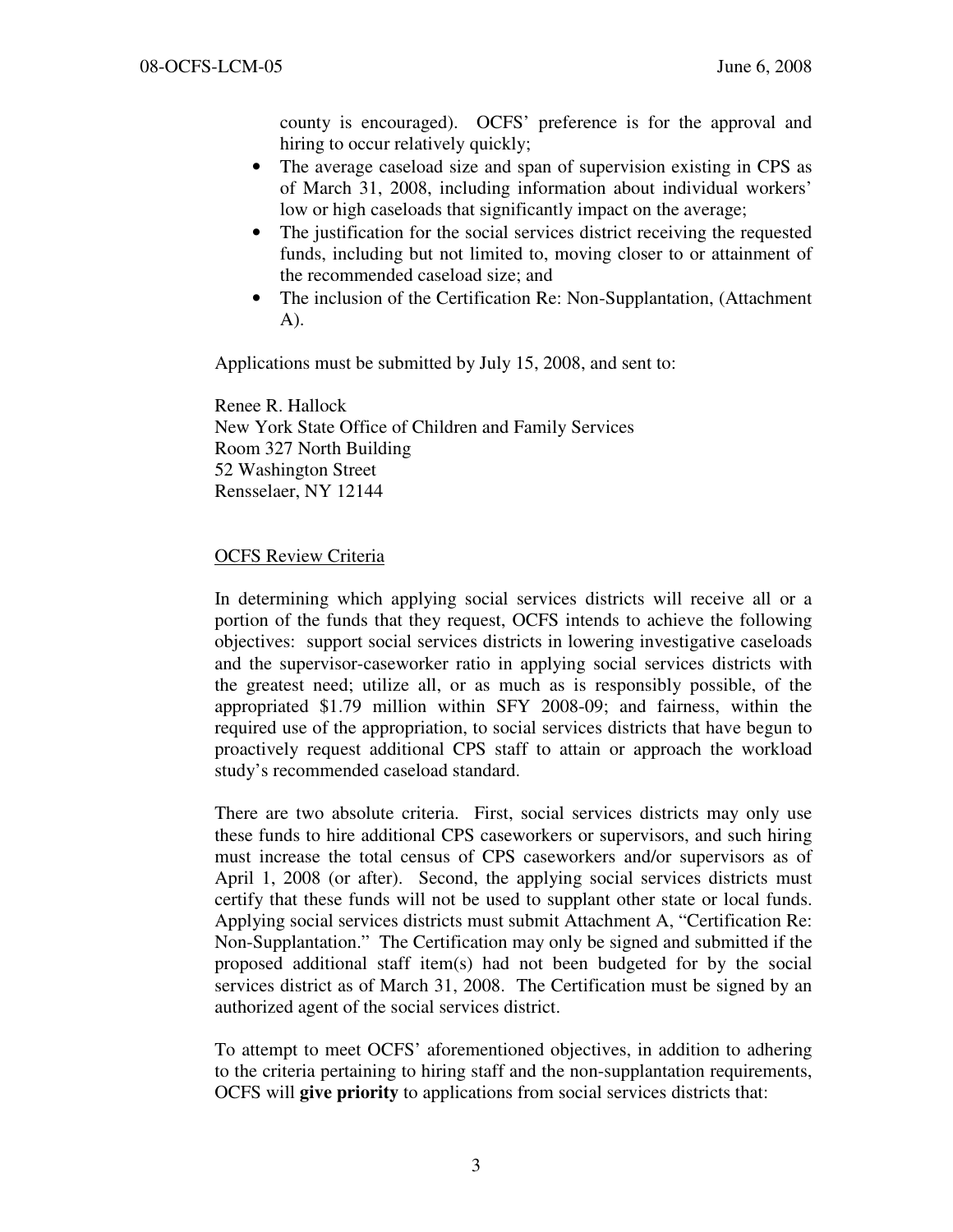county is encouraged). OCFS' preference is for the approval and hiring to occur relatively quickly;

- The average caseload size and span of supervision existing in CPS as of March 31, 2008, including information about individual workers' low or high caseloads that significantly impact on the average;
- The justification for the social services district receiving the requested funds, including but not limited to, moving closer to or attainment of the recommended caseload size; and
- The inclusion of the Certification Re: Non-Supplantation, (Attachment A).

Applications must be submitted by July 15, 2008, and sent to:

Renee R. Hallock
New York State Office of Children and Family Services
Room 327 North Building
52 Washington Street
Rensselaer, NY 12144

<u>OCFS Review Criteria</u>

In determining which applying social services districts will receive all or a portion of the funds that they request, OCFS intends to achieve the following objectives: support social services districts in lowering investigative caseloads and the supervisor-caseworker ratio in applying social services districts with the greatest need; utilize all, or as much as is responsibly possible, of the appropriated $1.79 million within SFY 2008-09; and fairness, within the required use of the appropriation, to social services districts that have begun to proactively request additional CPS staff to attain or approach the workload study's recommended caseload standard.

There are two absolute criteria. First, social services districts may only use these funds to hire additional CPS caseworkers or supervisors, and such hiring must increase the total census of CPS caseworkers and/or supervisors as of April 1, 2008 (or after). Second, the applying social services districts must certify that these funds will not be used to supplant other state or local funds. Applying social services districts must submit Attachment A, "Certification Re: Non-Supplantation." The Certification may only be signed and submitted if the proposed additional staff item(s) had not been budgeted for by the social services district as of March 31, 2008. The Certification must be signed by an authorized agent of the social services district.

To attempt to meet OCFS' aforementioned objectives, in addition to adhering to the criteria pertaining to hiring staff and the non-supplantation requirements, OCFS will **give priority** to applications from social services districts that: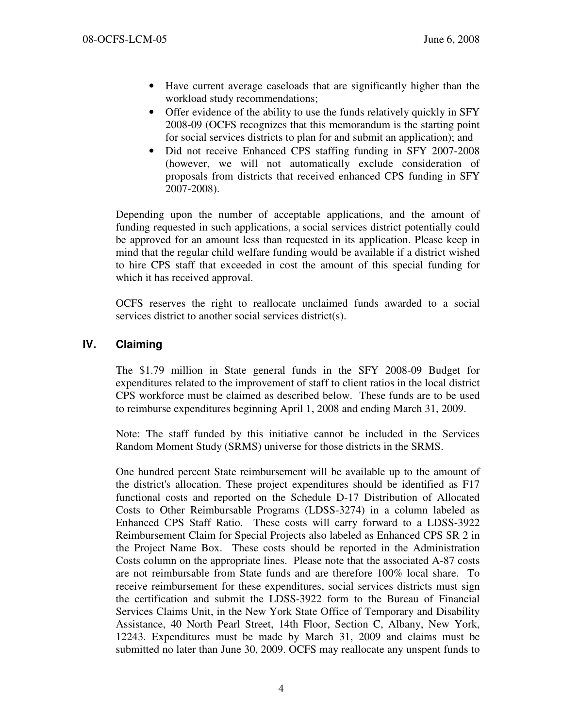- Have current average caseloads that are significantly higher than the workload study recommendations;
- Offer evidence of the ability to use the funds relatively quickly in SFY 2008-09 (OCFS recognizes that this memorandum is the starting point for social services districts to plan for and submit an application); and
- Did not receive Enhanced CPS staffing funding in SFY 2007-2008 (however, we will not automatically exclude consideration of proposals from districts that received enhanced CPS funding in SFY 2007-2008).

Depending upon the number of acceptable applications, and the amount of funding requested in such applications, a social services district potentially could be approved for an amount less than requested in its application. Please keep in mind that the regular child welfare funding would be available if a district wished to hire CPS staff that exceeded in cost the amount of this special funding for which it has received approval.

OCFS reserves the right to reallocate unclaimed funds awarded to a social services district to another social services district(s).

## IV. Claiming

The $1.79 million in State general funds in the SFY 2008-09 Budget for expenditures related to the improvement of staff to client ratios in the local district CPS workforce must be claimed as described below. These funds are to be used to reimburse expenditures beginning April 1, 2008 and ending March 31, 2009.

Note: The staff funded by this initiative cannot be included in the Services Random Moment Study (SRMS) universe for those districts in the SRMS.

One hundred percent State reimbursement will be available up to the amount of the district's allocation. These project expenditures should be identified as F17 functional costs and reported on the Schedule D-17 Distribution of Allocated Costs to Other Reimbursable Programs (LDSS-3274) in a column labeled as Enhanced CPS Staff Ratio. These costs will carry forward to a LDSS-3922 Reimbursement Claim for Special Projects also labeled as Enhanced CPS SR 2 in the Project Name Box. These costs should be reported in the Administration Costs column on the appropriate lines. Please note that the associated A-87 costs are not reimbursable from State funds and are therefore 100% local share. To receive reimbursement for these expenditures, social services districts must sign the certification and submit the LDSS-3922 form to the Bureau of Financial Services Claims Unit, in the New York State Office of Temporary and Disability Assistance, 40 North Pearl Street, 14th Floor, Section C, Albany, New York, 12243. Expenditures must be made by March 31, 2009 and claims must be submitted no later than June 30, 2009. OCFS may reallocate any unspent funds to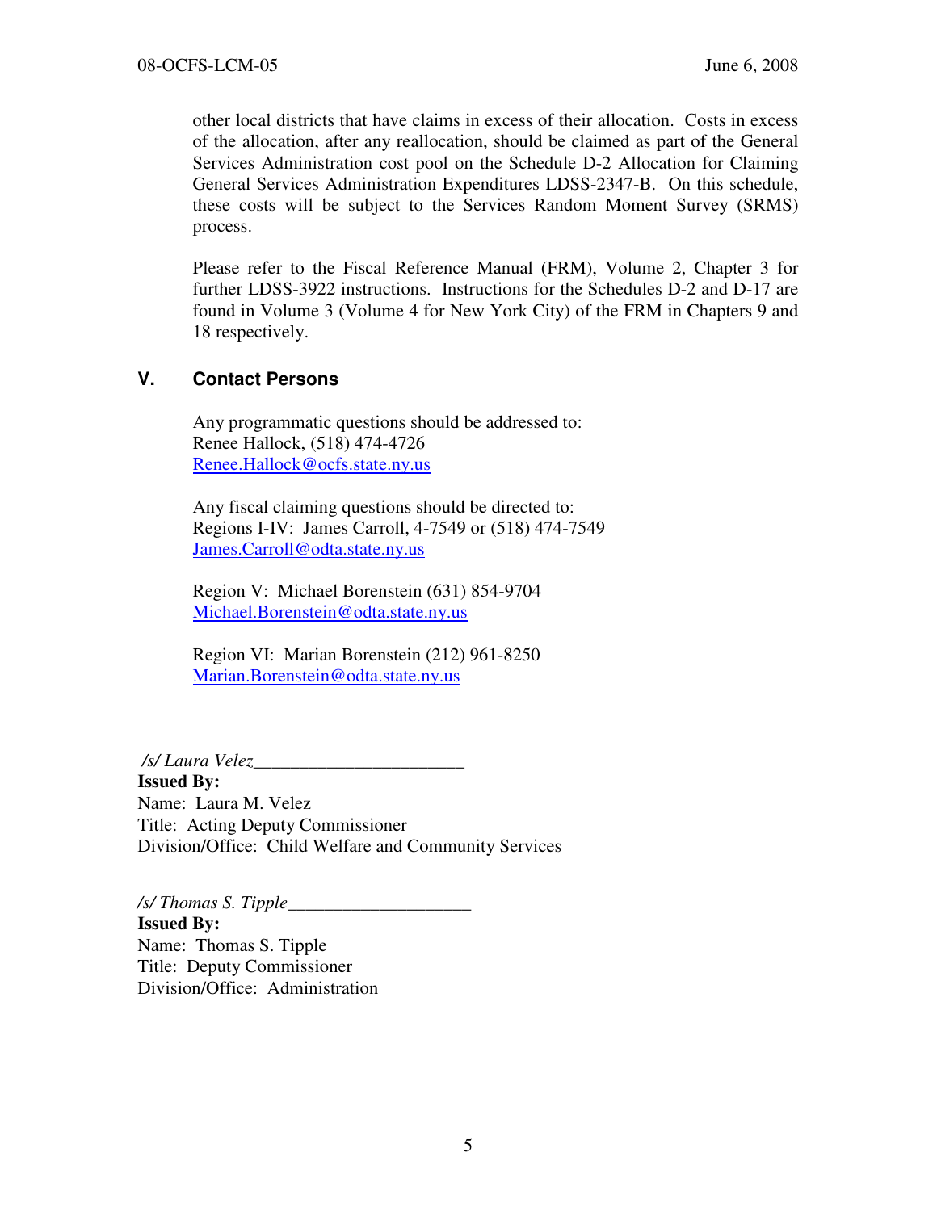other local districts that have claims in excess of their allocation. Costs in excess of the allocation, after any reallocation, should be claimed as part of the General Services Administration cost pool on the Schedule D-2 Allocation for Claiming General Services Administration Expenditures LDSS-2347-B. On this schedule, these costs will be subject to the Services Random Moment Survey (SRMS) process.

Please refer to the Fiscal Reference Manual (FRM), Volume 2, Chapter 3 for further LDSS-3922 instructions. Instructions for the Schedules D-2 and D-17 are found in Volume 3 (Volume 4 for New York City) of the FRM in Chapters 9 and 18 respectively.

## V. Contact Persons

Any programmatic questions should be addressed to:
Renee Hallock, (518) 474-4726
Renee.Hallock@ocfs.state.ny.us

Any fiscal claiming questions should be directed to:
Regions I-IV: James Carroll, 4-7549 or (518) 474-7549
James.Carroll@odta.state.ny.us

Region V: Michael Borenstein (631) 854-9704
Michael.Borenstein@odta.state.ny.us

Region VI: Marian Borenstein (212) 961-8250
Marian.Borenstein@odta.state.ny.us

*/s/ Laura Velez*

**Issued By:**
Name: Laura M. Velez
Title: Acting Deputy Commissioner
Division/Office: Child Welfare and Community Services

*/s/ Thomas S. Tipple*

**Issued By:**
Name: Thomas S. Tipple
Title: Deputy Commissioner
Division/Office: Administration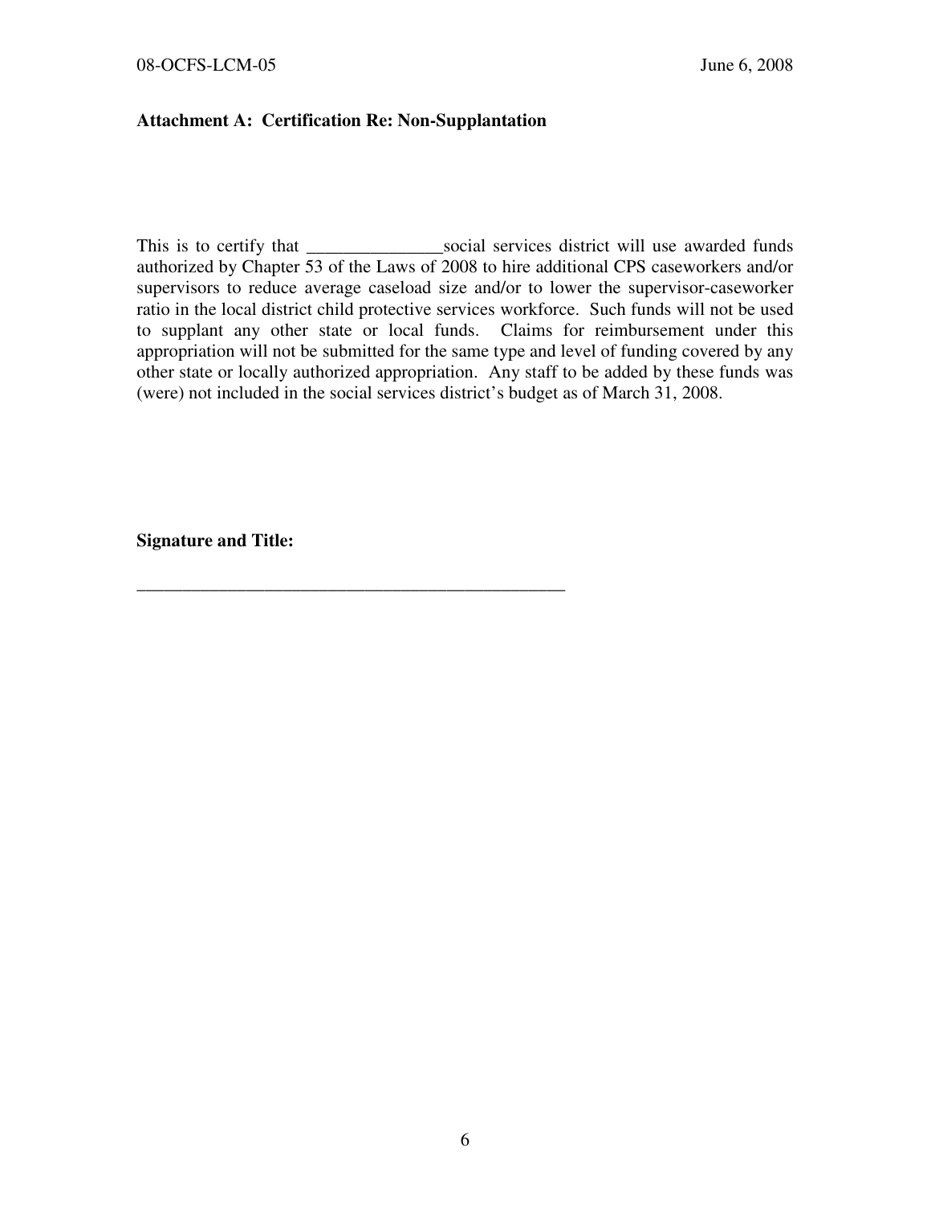**Attachment A: Certification Re: Non-Supplantation**

This is to certify that _______________social services district will use awarded funds authorized by Chapter 53 of the Laws of 2008 to hire additional CPS caseworkers and/or supervisors to reduce average caseload size and/or to lower the supervisor-caseworker ratio in the local district child protective services workforce. Such funds will not be used to supplant any other state or local funds. Claims for reimbursement under this appropriation will not be submitted for the same type and level of funding covered by any other state or locally authorized appropriation. Any staff to be added by these funds was (were) not included in the social services district's budget as of March 31, 2008.

**Signature and Title:**

_______________________________________________